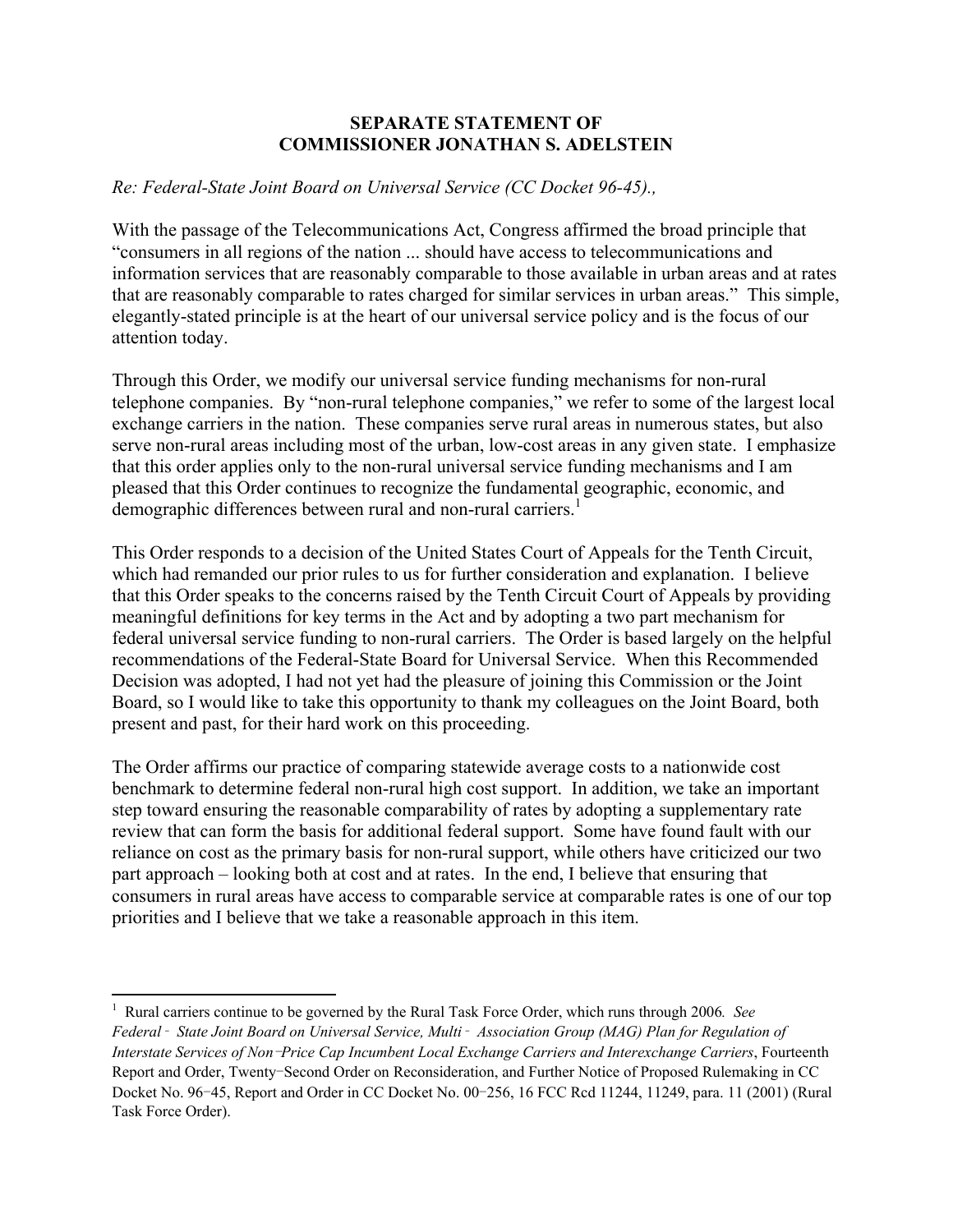**SEPARATE STATEMENT OF**
**COMMISSIONER JONATHAN S. ADELSTEIN**

*Re: Federal-State Joint Board on Universal Service (CC Docket 96-45).,*

With the passage of the Telecommunications Act, Congress affirmed the broad principle that "consumers in all regions of the nation ... should have access to telecommunications and information services that are reasonably comparable to those available in urban areas and at rates that are reasonably comparable to rates charged for similar services in urban areas." This simple, elegantly-stated principle is at the heart of our universal service policy and is the focus of our attention today.

Through this Order, we modify our universal service funding mechanisms for non-rural telephone companies. By "non-rural telephone companies," we refer to some of the largest local exchange carriers in the nation. These companies serve rural areas in numerous states, but also serve non-rural areas including most of the urban, low-cost areas in any given state. I emphasize that this order applies only to the non-rural universal service funding mechanisms and I am pleased that this Order continues to recognize the fundamental geographic, economic, and demographic differences between rural and non-rural carriers.[1]

This Order responds to a decision of the United States Court of Appeals for the Tenth Circuit, which had remanded our prior rules to us for further consideration and explanation. I believe that this Order speaks to the concerns raised by the Tenth Circuit Court of Appeals by providing meaningful definitions for key terms in the Act and by adopting a two part mechanism for federal universal service funding to non-rural carriers. The Order is based largely on the helpful recommendations of the Federal-State Board for Universal Service. When this Recommended Decision was adopted, I had not yet had the pleasure of joining this Commission or the Joint Board, so I would like to take this opportunity to thank my colleagues on the Joint Board, both present and past, for their hard work on this proceeding.

The Order affirms our practice of comparing statewide average costs to a nationwide cost benchmark to determine federal non-rural high cost support. In addition, we take an important step toward ensuring the reasonable comparability of rates by adopting a supplementary rate review that can form the basis for additional federal support. Some have found fault with our reliance on cost as the primary basis for non-rural support, while others have criticized our two part approach – looking both at cost and at rates. In the end, I believe that ensuring that consumers in rural areas have access to comparable service at comparable rates is one of our top priorities and I believe that we take a reasonable approach in this item.

---

[1] Rural carriers continue to be governed by the Rural Task Force Order, which runs through 2006. *See Federal‑State Joint Board on Universal Service, Multi‑Association Group (MAG) Plan for Regulation of Interstate Services of Non‑Price Cap Incumbent Local Exchange Carriers and Interexchange Carriers*, Fourteenth Report and Order, Twenty‑Second Order on Reconsideration, and Further Notice of Proposed Rulemaking in CC Docket No. 96‑45, Report and Order in CC Docket No. 00‑256, 16 FCC Rcd 11244, 11249, para. 11 (2001) (Rural Task Force Order).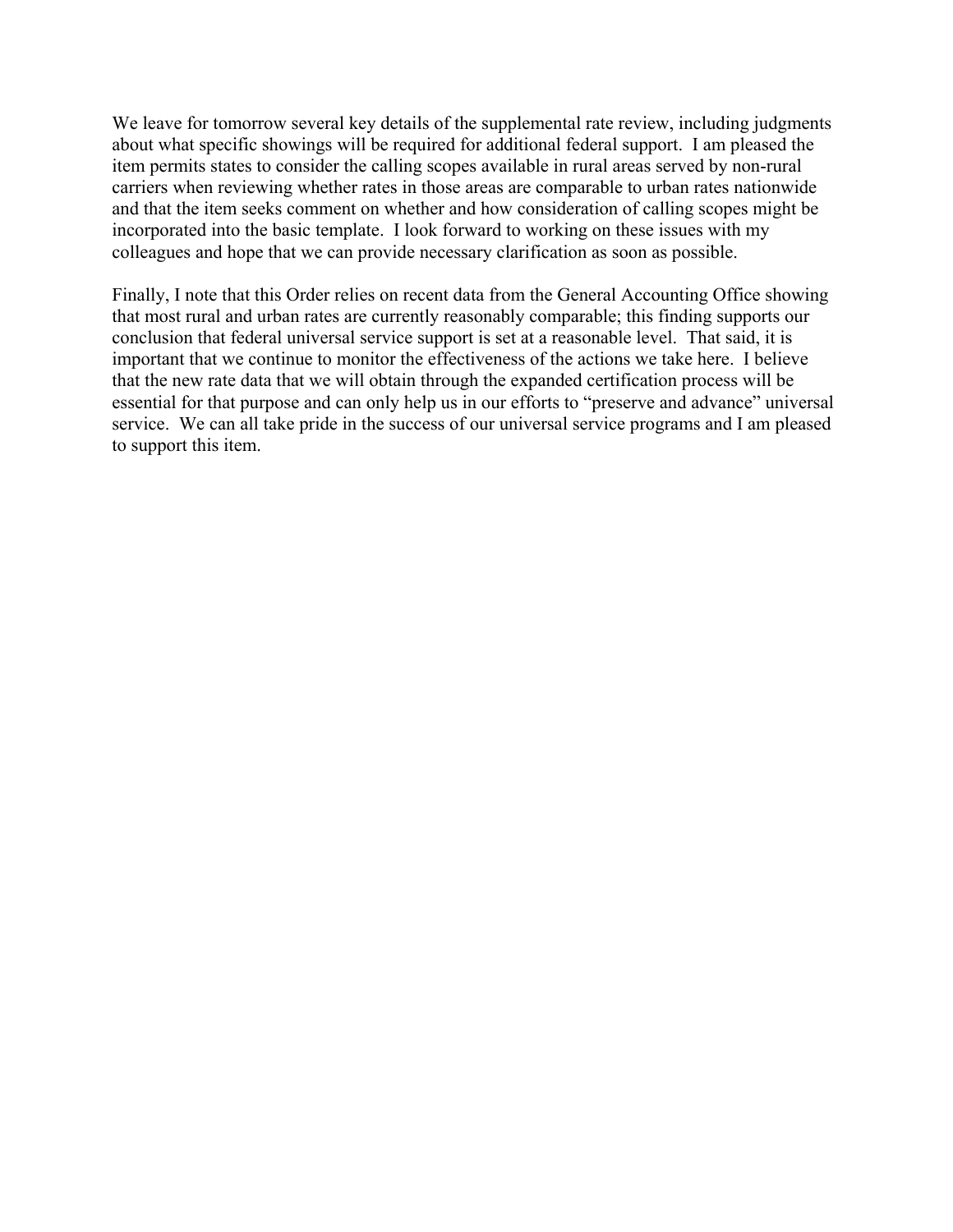We leave for tomorrow several key details of the supplemental rate review, including judgments about what specific showings will be required for additional federal support. I am pleased the item permits states to consider the calling scopes available in rural areas served by non-rural carriers when reviewing whether rates in those areas are comparable to urban rates nationwide and that the item seeks comment on whether and how consideration of calling scopes might be incorporated into the basic template. I look forward to working on these issues with my colleagues and hope that we can provide necessary clarification as soon as possible.

Finally, I note that this Order relies on recent data from the General Accounting Office showing that most rural and urban rates are currently reasonably comparable; this finding supports our conclusion that federal universal service support is set at a reasonable level. That said, it is important that we continue to monitor the effectiveness of the actions we take here. I believe that the new rate data that we will obtain through the expanded certification process will be essential for that purpose and can only help us in our efforts to "preserve and advance" universal service. We can all take pride in the success of our universal service programs and I am pleased to support this item.